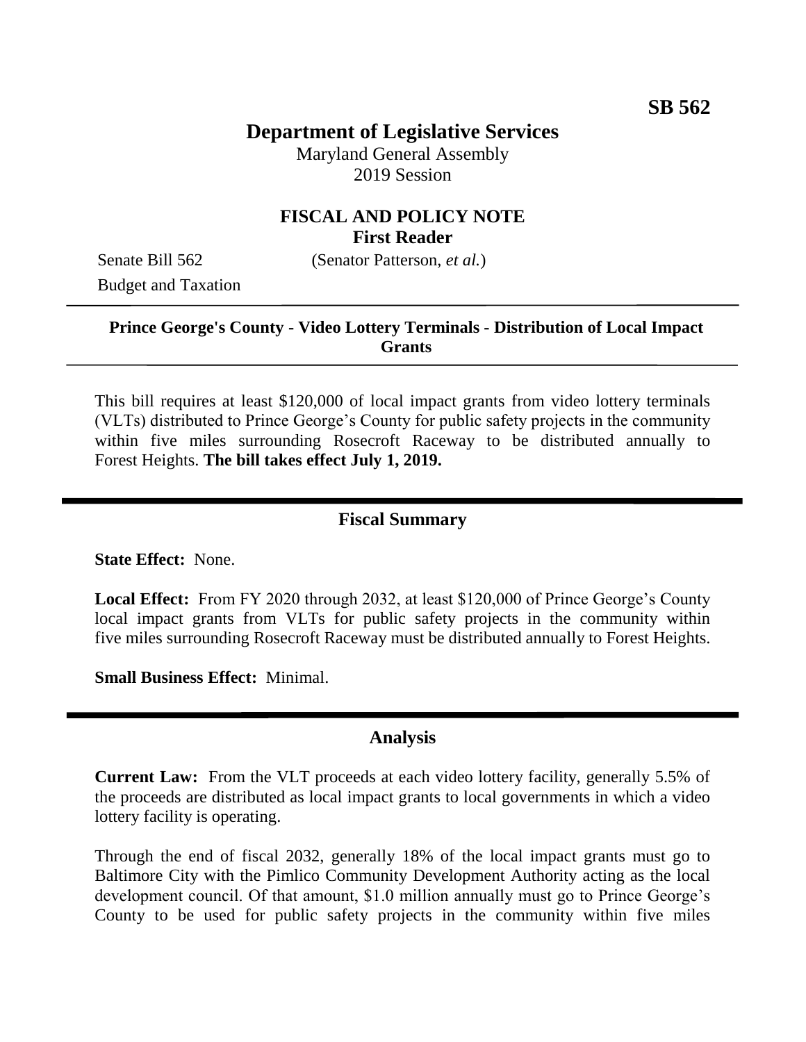**SB 562**

# Department of Legislative Services

Maryland General Assembly
2019 Session

## FISCAL AND POLICY NOTE
**First Reader**

Senate Bill 562 (Senator Patterson, *et al.*)
Budget and Taxation

**Prince George's County - Video Lottery Terminals - Distribution of Local Impact Grants**

This bill requires at least $120,000 of local impact grants from video lottery terminals (VLTs) distributed to Prince George's County for public safety projects in the community within five miles surrounding Rosecroft Raceway to be distributed annually to Forest Heights. **The bill takes effect July 1, 2019.**

## Fiscal Summary

**State Effect:** None.

**Local Effect:** From FY 2020 through 2032, at least $120,000 of Prince George's County local impact grants from VLTs for public safety projects in the community within five miles surrounding Rosecroft Raceway must be distributed annually to Forest Heights.

**Small Business Effect:** Minimal.

## Analysis

**Current Law:** From the VLT proceeds at each video lottery facility, generally 5.5% of the proceeds are distributed as local impact grants to local governments in which a video lottery facility is operating.

Through the end of fiscal 2032, generally 18% of the local impact grants must go to Baltimore City with the Pimlico Community Development Authority acting as the local development council. Of that amount, $1.0 million annually must go to Prince George's County to be used for public safety projects in the community within five miles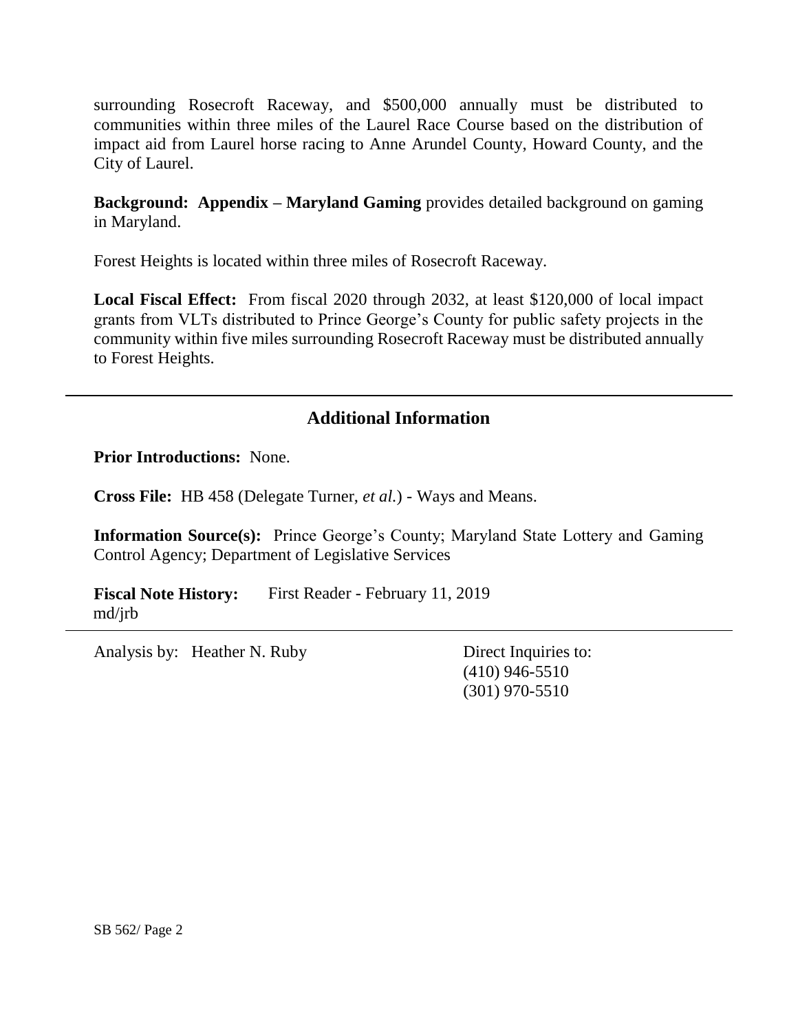surrounding Rosecroft Raceway, and $500,000 annually must be distributed to communities within three miles of the Laurel Race Course based on the distribution of impact aid from Laurel horse racing to Anne Arundel County, Howard County, and the City of Laurel.

**Background:** **Appendix – Maryland Gaming** provides detailed background on gaming in Maryland.

Forest Heights is located within three miles of Rosecroft Raceway.

**Local Fiscal Effect:** From fiscal 2020 through 2032, at least $120,000 of local impact grants from VLTs distributed to Prince George's County for public safety projects in the community within five miles surrounding Rosecroft Raceway must be distributed annually to Forest Heights.

---

## Additional Information

**Prior Introductions:** None.

**Cross File:** HB 458 (Delegate Turner, *et al.*) - Ways and Means.

**Information Source(s):** Prince George's County; Maryland State Lottery and Gaming Control Agency; Department of Legislative Services

**Fiscal Note History:** First Reader - February 11, 2019
md/jrb

---

Analysis by: Heather N. Ruby

Direct Inquiries to:
(410) 946-5510
(301) 970-5510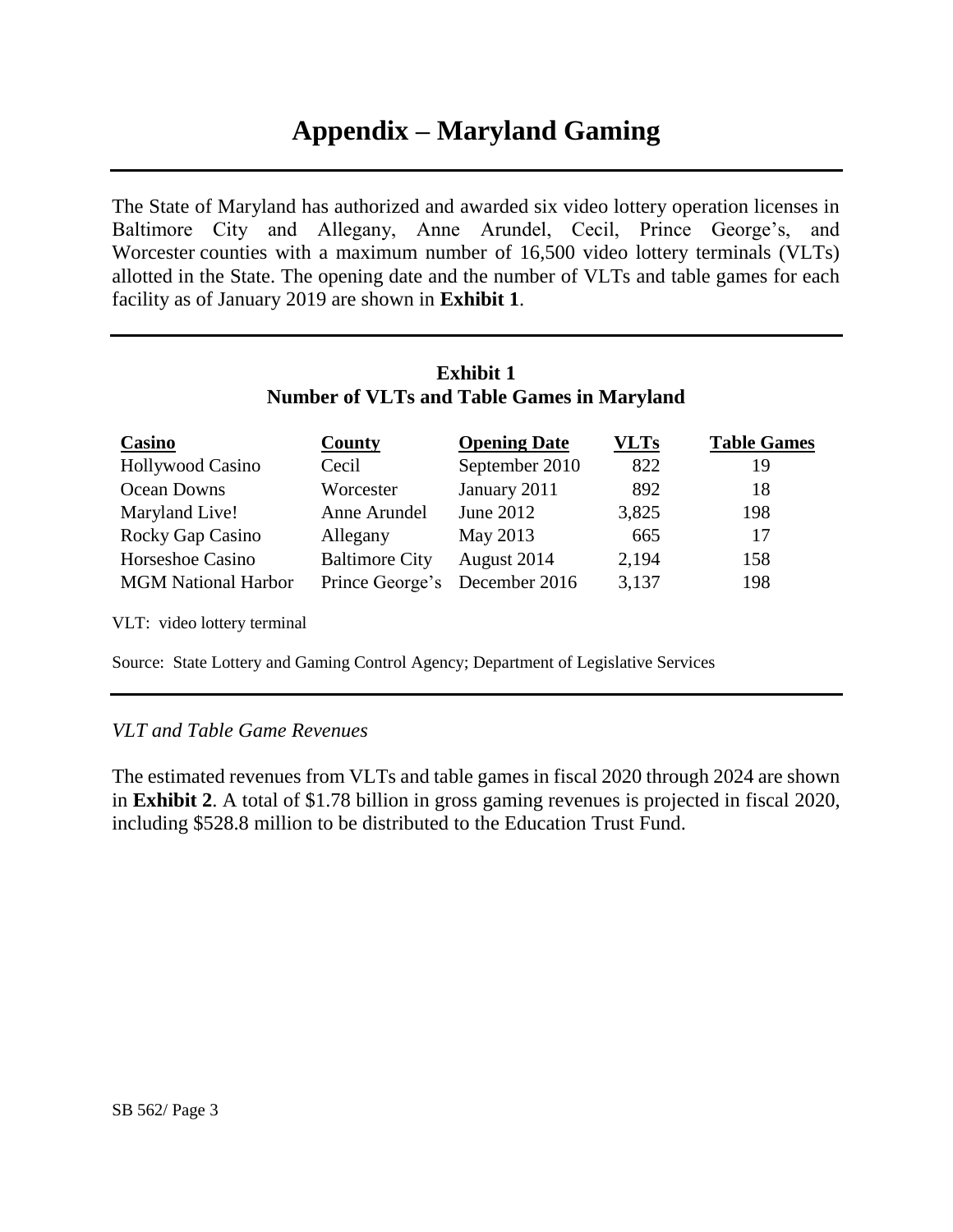# Appendix – Maryland Gaming

The State of Maryland has authorized and awarded six video lottery operation licenses in Baltimore City and Allegany, Anne Arundel, Cecil, Prince George's, and Worcester counties with a maximum number of 16,500 video lottery terminals (VLTs) allotted in the State. The opening date and the number of VLTs and table games for each facility as of January 2019 are shown in **Exhibit 1**.

**Exhibit 1**
**Number of VLTs and Table Games in Maryland**

| Casino | County | Opening Date | VLTs | Table Games |
|---|---|---|---|---|
| Hollywood Casino | Cecil | September 2010 | 822 | 19 |
| Ocean Downs | Worcester | January 2011 | 892 | 18 |
| Maryland Live! | Anne Arundel | June 2012 | 3,825 | 198 |
| Rocky Gap Casino | Allegany | May 2013 | 665 | 17 |
| Horseshoe Casino | Baltimore City | August 2014 | 2,194 | 158 |
| MGM National Harbor | Prince George's | December 2016 | 3,137 | 198 |

VLT: video lottery terminal

Source: State Lottery and Gaming Control Agency; Department of Legislative Services

*VLT and Table Game Revenues*

The estimated revenues from VLTs and table games in fiscal 2020 through 2024 are shown in **Exhibit 2**. A total of $1.78 billion in gross gaming revenues is projected in fiscal 2020, including $528.8 million to be distributed to the Education Trust Fund.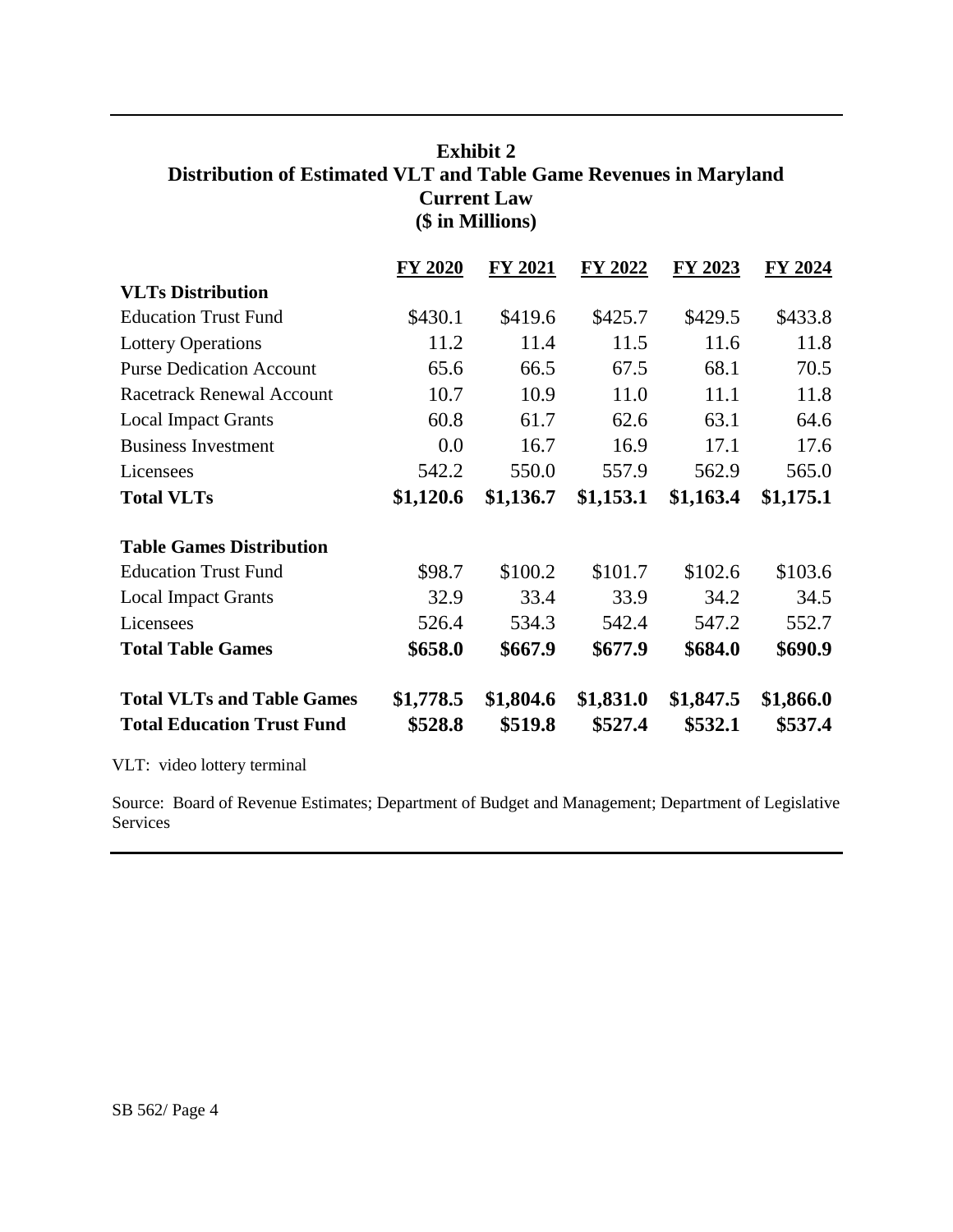**Exhibit 2**
**Distribution of Estimated VLT and Table Game Revenues in Maryland**
**Current Law**
**($ in Millions)**

| | FY 2020 | FY 2021 | FY 2022 | FY 2023 | FY 2024 |
|---|---|---|---|---|---|
| **VLTs Distribution** | | | | | |
| Education Trust Fund | $430.1 | $419.6 | $425.7 | $429.5 | $433.8 |
| Lottery Operations | 11.2 | 11.4 | 11.5 | 11.6 | 11.8 |
| Purse Dedication Account | 65.6 | 66.5 | 67.5 | 68.1 | 70.5 |
| Racetrack Renewal Account | 10.7 | 10.9 | 11.0 | 11.1 | 11.8 |
| Local Impact Grants | 60.8 | 61.7 | 62.6 | 63.1 | 64.6 |
| Business Investment | 0.0 | 16.7 | 16.9 | 17.1 | 17.6 |
| Licensees | 542.2 | 550.0 | 557.9 | 562.9 | 565.0 |
| **Total VLTs** | **$1,120.6** | **$1,136.7** | **$1,153.1** | **$1,163.4** | **$1,175.1** |
| | | | | | |
| **Table Games Distribution** | | | | | |
| Education Trust Fund | $98.7 | $100.2 | $101.7 | $102.6 | $103.6 |
| Local Impact Grants | 32.9 | 33.4 | 33.9 | 34.2 | 34.5 |
| Licensees | 526.4 | 534.3 | 542.4 | 547.2 | 552.7 |
| **Total Table Games** | **$658.0** | **$667.9** | **$677.9** | **$684.0** | **$690.9** |
| | | | | | |
| **Total VLTs and Table Games** | **$1,778.5** | **$1,804.6** | **$1,831.0** | **$1,847.5** | **$1,866.0** |
| **Total Education Trust Fund** | **$528.8** | **$519.8** | **$527.4** | **$532.1** | **$537.4** |

VLT: video lottery terminal

Source: Board of Revenue Estimates; Department of Budget and Management; Department of Legislative Services